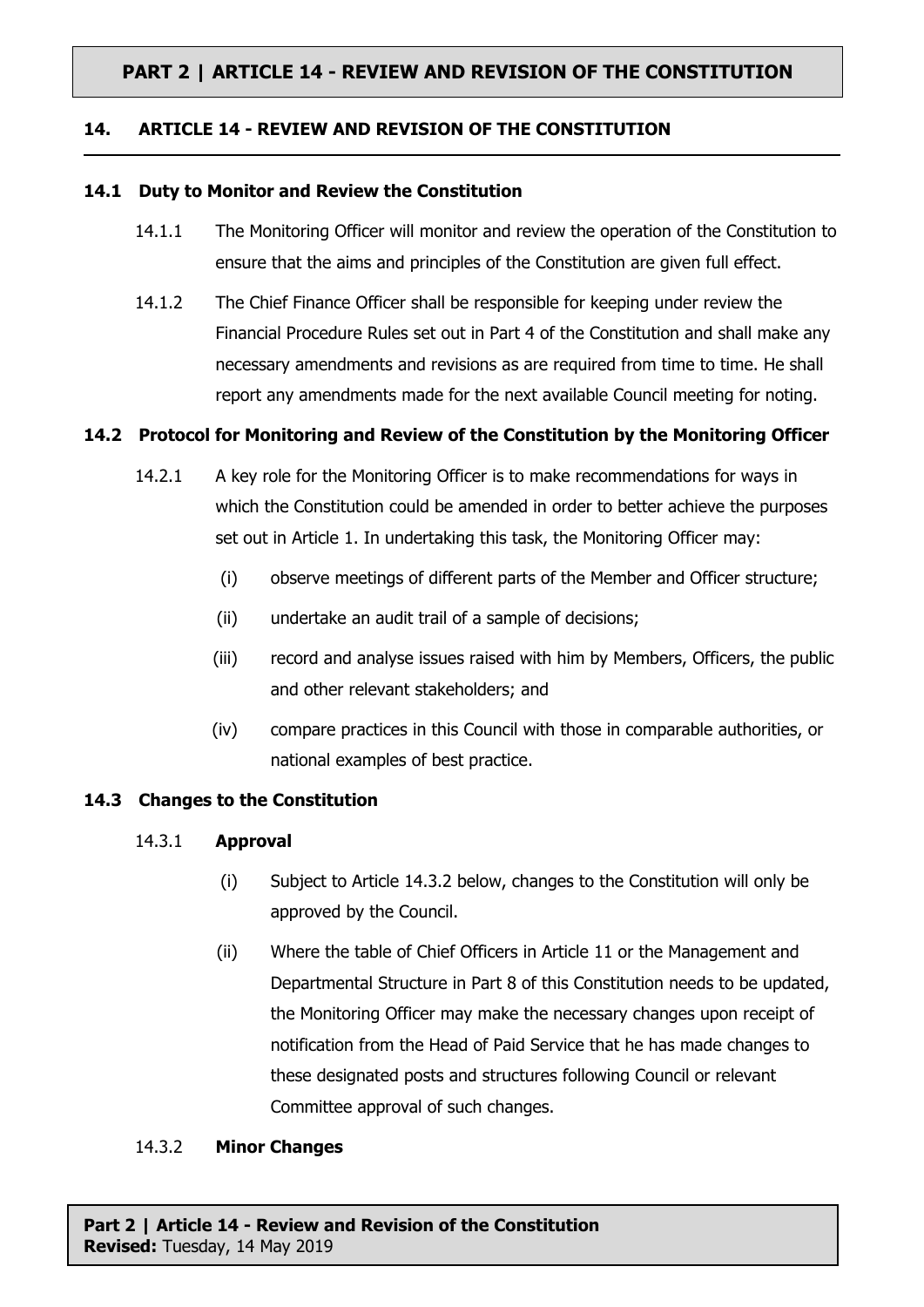## 14. ARTICLE 14 - REVIEW AND REVISION OF THE CONSTITUTION

### 14.1 Duty to Monitor and Review the Constitution

14.1.1 The Monitoring Officer will monitor and review the operation of the Constitution to ensure that the aims and principles of the Constitution are given full effect.

14.1.2 The Chief Finance Officer shall be responsible for keeping under review the Financial Procedure Rules set out in Part 4 of the Constitution and shall make any necessary amendments and revisions as are required from time to time. He shall report any amendments made for the next available Council meeting for noting.

### 14.2 Protocol for Monitoring and Review of the Constitution by the Monitoring Officer

14.2.1 A key role for the Monitoring Officer is to make recommendations for ways in which the Constitution could be amended in order to better achieve the purposes set out in Article 1. In undertaking this task, the Monitoring Officer may:

(i) observe meetings of different parts of the Member and Officer structure;

(ii) undertake an audit trail of a sample of decisions;

(iii) record and analyse issues raised with him by Members, Officers, the public and other relevant stakeholders; and

(iv) compare practices in this Council with those in comparable authorities, or national examples of best practice.

### 14.3 Changes to the Constitution

14.3.1 **Approval**

(i) Subject to Article 14.3.2 below, changes to the Constitution will only be approved by the Council.

(ii) Where the table of Chief Officers in Article 11 or the Management and Departmental Structure in Part 8 of this Constitution needs to be updated, the Monitoring Officer may make the necessary changes upon receipt of notification from the Head of Paid Service that he has made changes to these designated posts and structures following Council or relevant Committee approval of such changes.

14.3.2 **Minor Changes**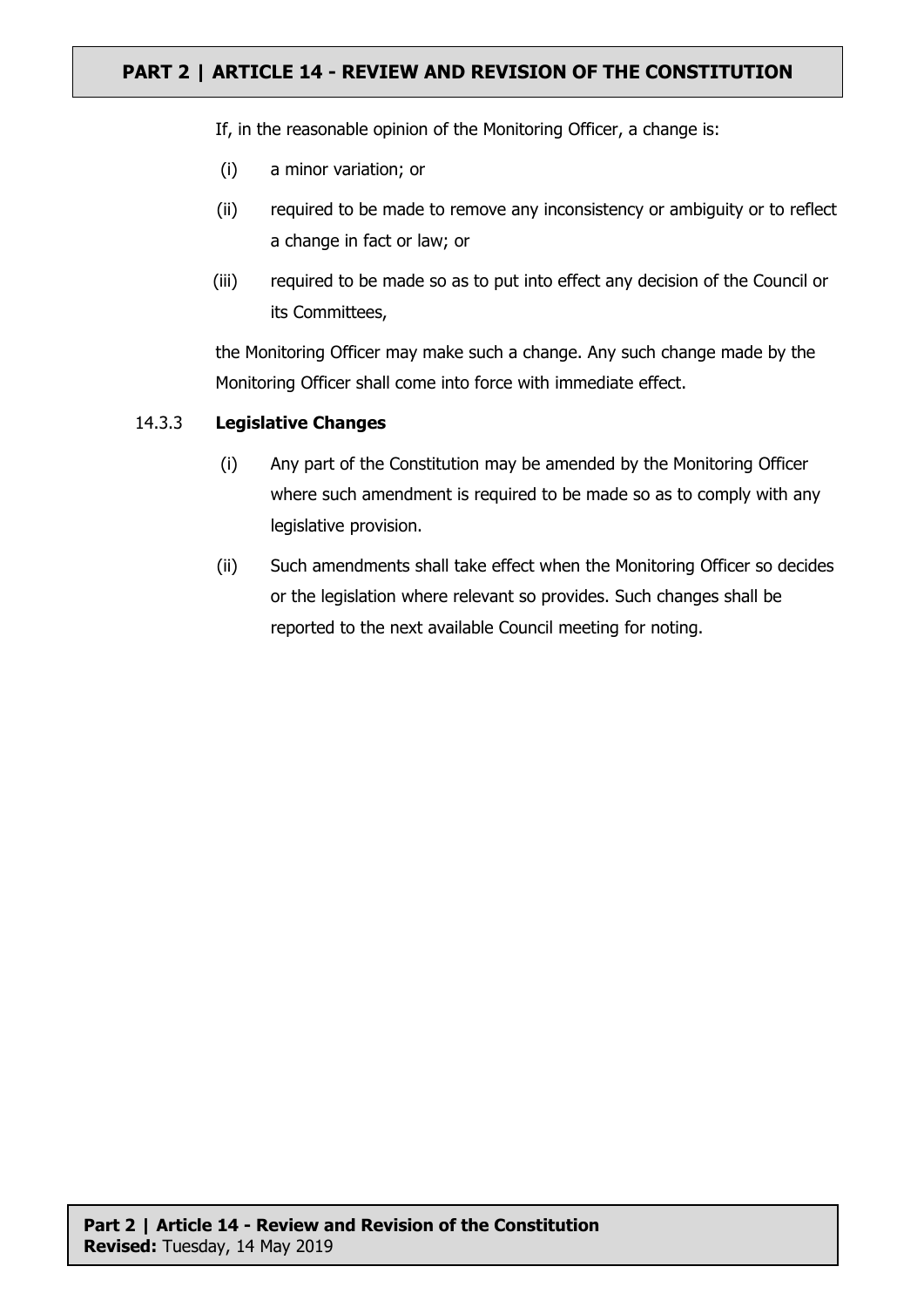If, in the reasonable opinion of the Monitoring Officer, a change is:

(i) a minor variation; or

(ii) required to be made to remove any inconsistency or ambiguity or to reflect a change in fact or law; or

(iii) required to be made so as to put into effect any decision of the Council or its Committees,

the Monitoring Officer may make such a change. Any such change made by the Monitoring Officer shall come into force with immediate effect.

14.3.3 **Legislative Changes**

(i) Any part of the Constitution may be amended by the Monitoring Officer where such amendment is required to be made so as to comply with any legislative provision.

(ii) Such amendments shall take effect when the Monitoring Officer so decides or the legislation where relevant so provides. Such changes shall be reported to the next available Council meeting for noting.